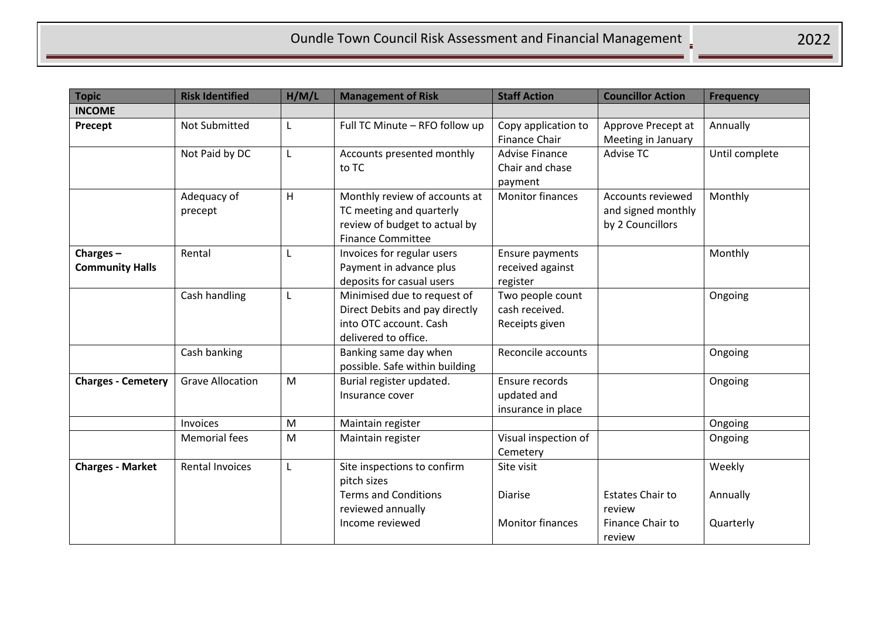| Topic | Risk Identified | H/M/L | Management of Risk | Staff Action | Councillor Action | Frequency |
|---|---|---|---|---|---|---|
| **INCOME** | | | | | | |
| **Precept** | Not Submitted | L | Full TC Minute – RFO follow up | Copy application to Finance Chair | Approve Precept at Meeting in January | Annually |
| | Not Paid by DC | L | Accounts presented monthly to TC | Advise Finance Chair and chase payment | Advise TC | Until complete |
| | Adequacy of precept | H | Monthly review of accounts at TC meeting and quarterly review of budget to actual by Finance Committee | Monitor finances | Accounts reviewed and signed monthly by 2 Councillors | Monthly |
| **Charges – Community Halls** | Rental | L | Invoices for regular users Payment in advance plus deposits for casual users | Ensure payments received against register | | Monthly |
| | Cash handling | L | Minimised due to request of Direct Debits and pay directly into OTC account. Cash delivered to office. | Two people count cash received. Receipts given | | Ongoing |
| | Cash banking | | Banking same day when possible. Safe within building | Reconcile accounts | | Ongoing |
| **Charges - Cemetery** | Grave Allocation | M | Burial register updated. Insurance cover | Ensure records updated and insurance in place | | Ongoing |
| | Invoices | M | Maintain register | | | Ongoing |
| | Memorial fees | M | Maintain register | Visual inspection of Cemetery | | Ongoing |
| **Charges - Market** | Rental Invoices | L | Site inspections to confirm pitch sizes<br>Terms and Conditions reviewed annually<br>Income reviewed | Site visit<br><br>Diarise<br><br>Monitor finances | <br><br>Estates Chair to review<br>Finance Chair to review | Weekly<br><br>Annually<br><br>Quarterly |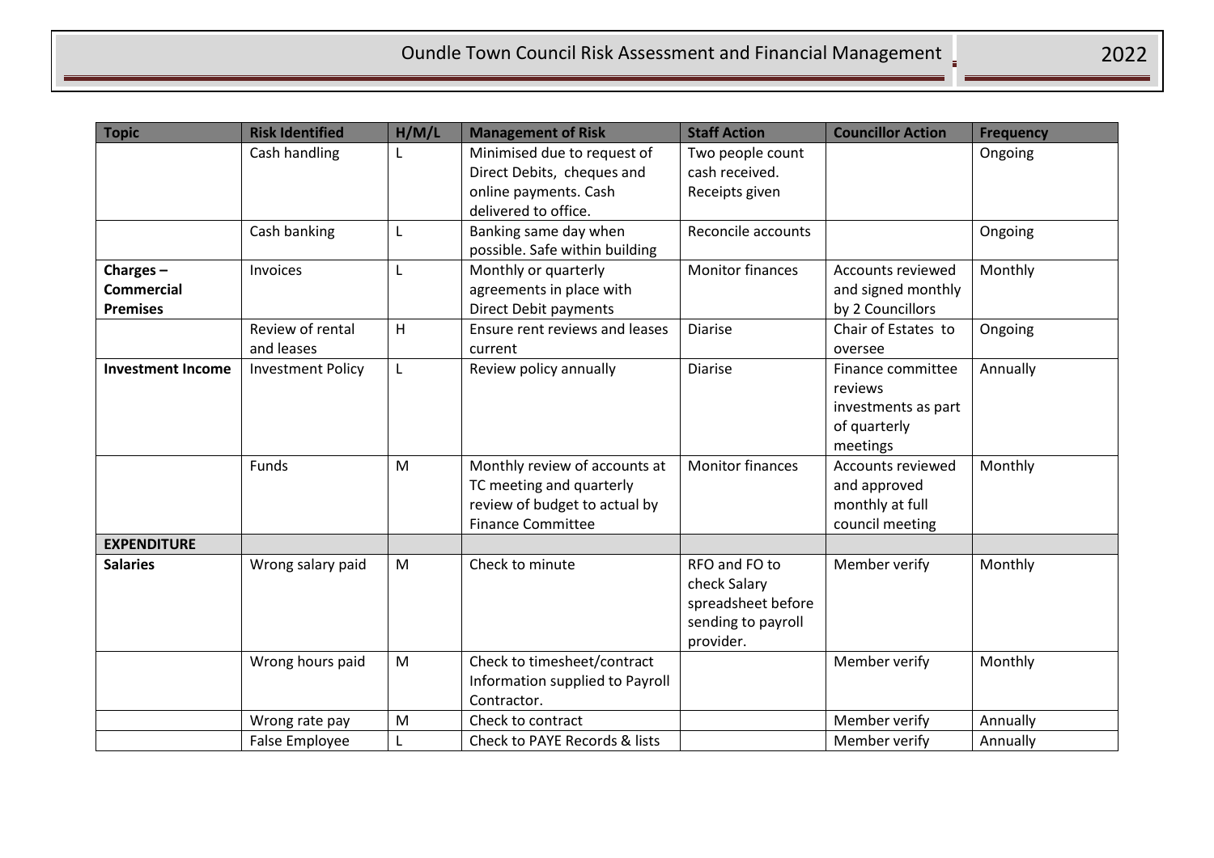| Topic | Risk Identified | H/M/L | Management of Risk | Staff Action | Councillor Action | Frequency |
|---|---|---|---|---|---|---|
| | Cash handling | L | Minimised due to request of Direct Debits, cheques and online payments. Cash delivered to office. | Two people count cash received. Receipts given | | Ongoing |
| | Cash banking | L | Banking same day when possible. Safe within building | Reconcile accounts | | Ongoing |
| **Charges – Commercial Premises** | Invoices | L | Monthly or quarterly agreements in place with Direct Debit payments | Monitor finances | Accounts reviewed and signed monthly by 2 Councillors | Monthly |
| | Review of rental and leases | H | Ensure rent reviews and leases current | Diarise | Chair of Estates to oversee | Ongoing |
| **Investment Income** | Investment Policy | L | Review policy annually | Diarise | Finance committee reviews investments as part of quarterly meetings | Annually |
| | Funds | M | Monthly review of accounts at TC meeting and quarterly review of budget to actual by Finance Committee | Monitor finances | Accounts reviewed and approved monthly at full council meeting | Monthly |
| **EXPENDITURE** | | | | | | |
| **Salaries** | Wrong salary paid | M | Check to minute | RFO and FO to check Salary spreadsheet before sending to payroll provider. | Member verify | Monthly |
| | Wrong hours paid | M | Check to timesheet/contract Information supplied to Payroll Contractor. | | Member verify | Monthly |
| | Wrong rate pay | M | Check to contract | | Member verify | Annually |
| | False Employee | L | Check to PAYE Records & lists | | Member verify | Annually |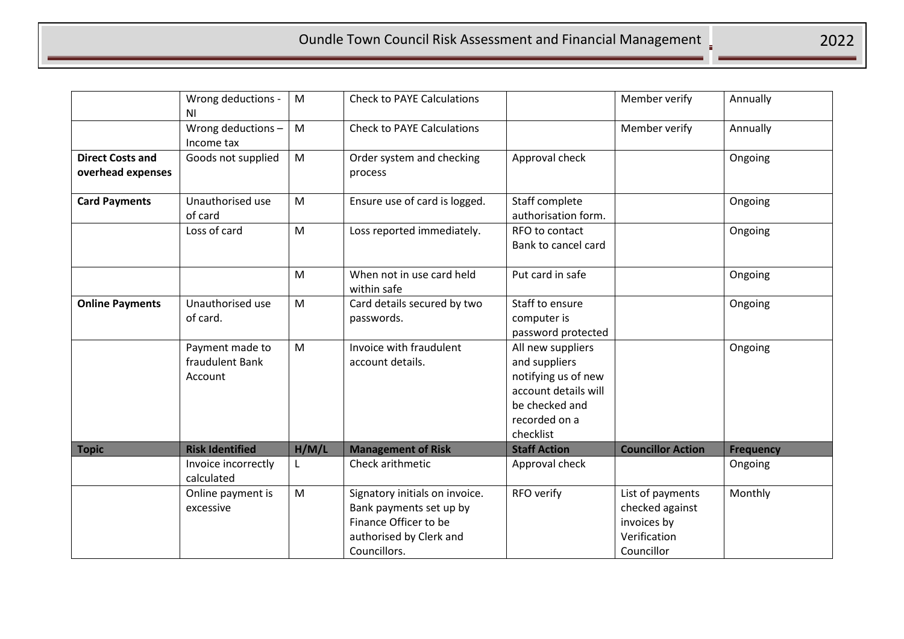| | Wrong deductions - NI | M | Check to PAYE Calculations | | Member verify | Annually |
|---|---|---|---|---|---|---|
| | Wrong deductions – Income tax | M | Check to PAYE Calculations | | Member verify | Annually |
| **Direct Costs and overhead expenses** | Goods not supplied | M | Order system and checking process | Approval check | | Ongoing |
| **Card Payments** | Unauthorised use of card | M | Ensure use of card is logged. | Staff complete authorisation form. | | Ongoing |
| | Loss of card | M | Loss reported immediately. | RFO to contact Bank to cancel card | | Ongoing |
| | | M | When not in use card held within safe | Put card in safe | | Ongoing |
| **Online Payments** | Unauthorised use of card. | M | Card details secured by two passwords. | Staff to ensure computer is password protected | | Ongoing |
| | Payment made to fraudulent Bank Account | M | Invoice with fraudulent account details. | All new suppliers and suppliers notifying us of new account details will be checked and recorded on a checklist | | Ongoing |
| **Topic** | **Risk Identified** | **H/M/L** | **Management of Risk** | **Staff Action** | **Councillor Action** | **Frequency** |
| | Invoice incorrectly calculated | L | Check arithmetic | Approval check | | Ongoing |
| | Online payment is excessive | M | Signatory initials on invoice. Bank payments set up by Finance Officer to be authorised by Clerk and Councillors. | RFO verify | List of payments checked against invoices by Verification Councillor | Monthly |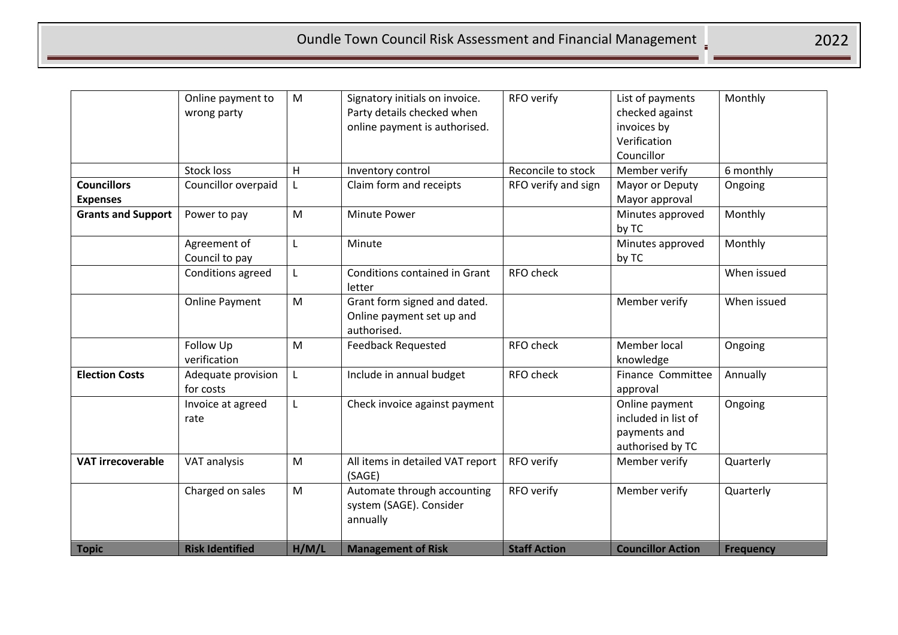| Topic | Risk Identified | H/M/L | Management of Risk | Staff Action | Councillor Action | Frequency |
|---|---|---|---|---|---|---|
| | Online payment to wrong party | M | Signatory initials on invoice. Party details checked when online payment is authorised. | RFO verify | List of payments checked against invoices by Verification Councillor | Monthly |
| | Stock loss | H | Inventory control | Reconcile to stock | Member verify | 6 monthly |
| **Councillors Expenses** | Councillor overpaid | L | Claim form and receipts | RFO verify and sign | Mayor or Deputy Mayor approval | Ongoing |
| **Grants and Support** | Power to pay | M | Minute Power | | Minutes approved by TC | Monthly |
| | Agreement of Council to pay | L | Minute | | Minutes approved by TC | Monthly |
| | Conditions agreed | L | Conditions contained in Grant letter | RFO check | | When issued |
| | Online Payment | M | Grant form signed and dated. Online payment set up and authorised. | | Member verify | When issued |
| | Follow Up verification | M | Feedback Requested | RFO check | Member local knowledge | Ongoing |
| **Election Costs** | Adequate provision for costs | L | Include in annual budget | RFO check | Finance Committee approval | Annually |
| | Invoice at agreed rate | L | Check invoice against payment | | Online payment included in list of payments and authorised by TC | Ongoing |
| **VAT irrecoverable** | VAT analysis | M | All items in detailed VAT report (SAGE) | RFO verify | Member verify | Quarterly |
| | Charged on sales | M | Automate through accounting system (SAGE). Consider annually | RFO verify | Member verify | Quarterly |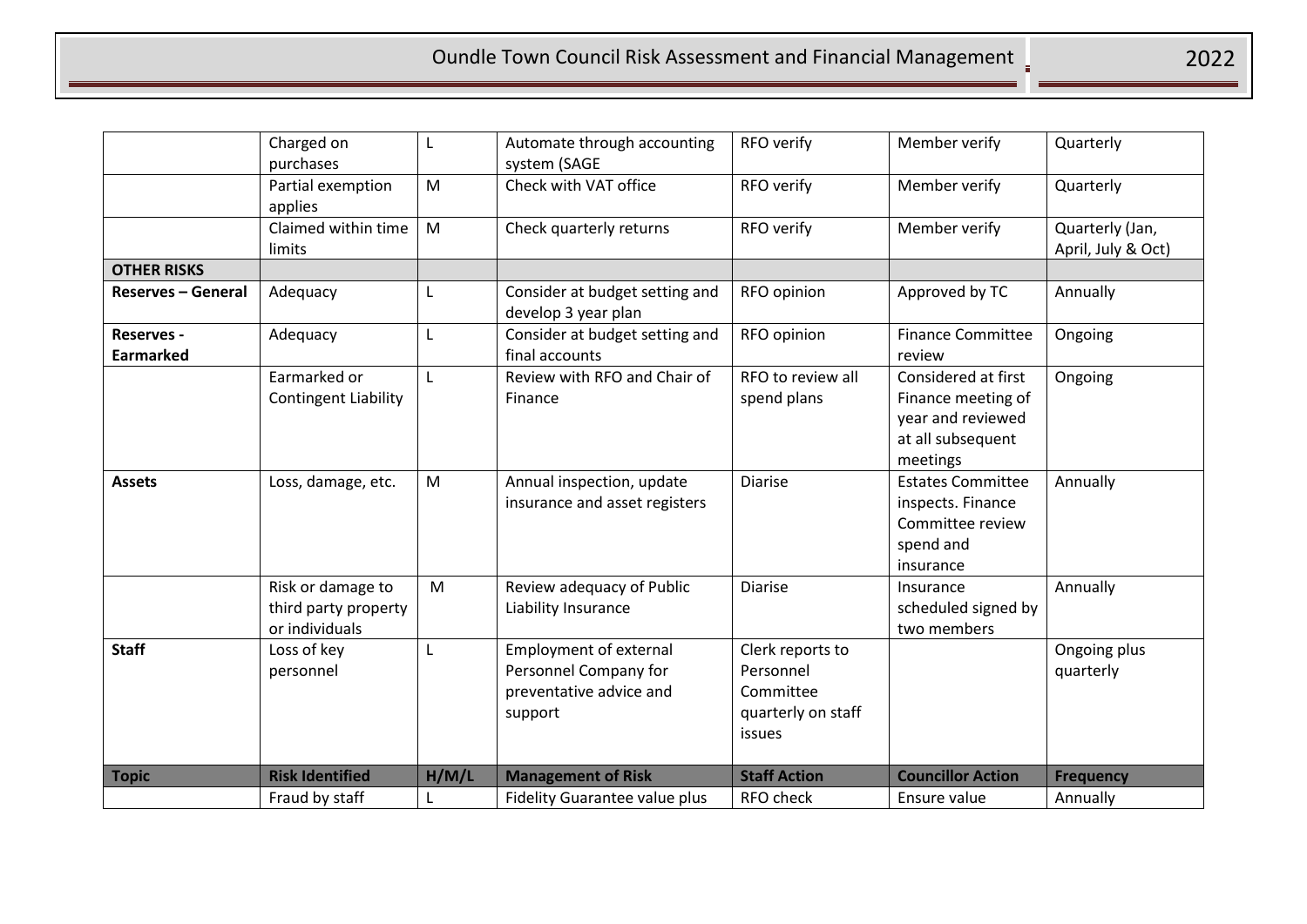| | | | | | | |
|---|---|---|---|---|---|---|
| | Charged on purchases | L | Automate through accounting system (SAGE | RFO verify | Member verify | Quarterly |
| | Partial exemption applies | M | Check with VAT office | RFO verify | Member verify | Quarterly |
| | Claimed within time limits | M | Check quarterly returns | RFO verify | Member verify | Quarterly (Jan, April, July & Oct) |
| **OTHER RISKS** | | | | | | |
| **Reserves – General** | Adequacy | L | Consider at budget setting and develop 3 year plan | RFO opinion | Approved by TC | Annually |
| **Reserves - Earmarked** | Adequacy | L | Consider at budget setting and final accounts | RFO opinion | Finance Committee review | Ongoing |
| | Earmarked or Contingent Liability | L | Review with RFO and Chair of Finance | RFO to review all spend plans | Considered at first Finance meeting of year and reviewed at all subsequent meetings | Ongoing |
| **Assets** | Loss, damage, etc. | M | Annual inspection, update insurance and asset registers | Diarise | Estates Committee inspects. Finance Committee review spend and insurance | Annually |
| | Risk or damage to third party property or individuals | M | Review adequacy of Public Liability Insurance | Diarise | Insurance scheduled signed by two members | Annually |
| **Staff** | Loss of key personnel | L | Employment of external Personnel Company for preventative advice and support | Clerk reports to Personnel Committee quarterly on staff issues | | Ongoing plus quarterly |
| **Topic** | **Risk Identified** | **H/M/L** | **Management of Risk** | **Staff Action** | **Councillor Action** | **Frequency** |
| | Fraud by staff | L | Fidelity Guarantee value plus | RFO check | Ensure value | Annually |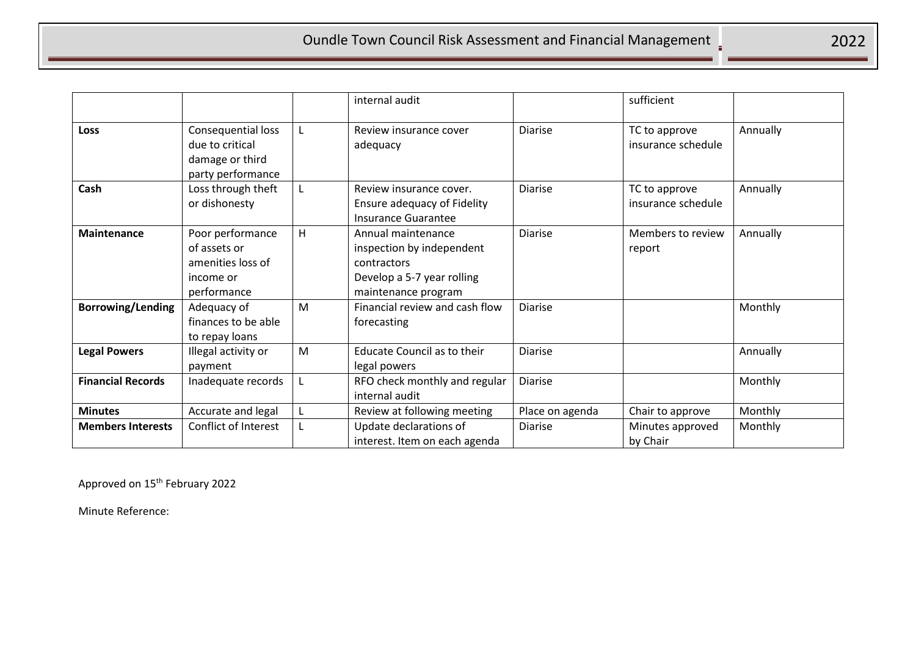| | | | | | | |
|---|---|---|---|---|---|---|
| | | | internal audit | | sufficient | |
| **Loss** | Consequential loss due to critical damage or third party performance | L | Review insurance cover adequacy | Diarise | TC to approve insurance schedule | Annually |
| **Cash** | Loss through theft or dishonesty | L | Review insurance cover. Ensure adequacy of Fidelity Insurance Guarantee | Diarise | TC to approve insurance schedule | Annually |
| **Maintenance** | Poor performance of assets or amenities loss of income or performance | H | Annual maintenance inspection by independent contractors Develop a 5-7 year rolling maintenance program | Diarise | Members to review report | Annually |
| **Borrowing/Lending** | Adequacy of finances to be able to repay loans | M | Financial review and cash flow forecasting | Diarise | | Monthly |
| **Legal Powers** | Illegal activity or payment | M | Educate Council as to their legal powers | Diarise | | Annually |
| **Financial Records** | Inadequate records | L | RFO check monthly and regular internal audit | Diarise | | Monthly |
| **Minutes** | Accurate and legal | L | Review at following meeting | Place on agenda | Chair to approve | Monthly |
| **Members Interests** | Conflict of Interest | L | Update declarations of interest. Item on each agenda | Diarise | Minutes approved by Chair | Monthly |

Approved on 15th February 2022

Minute Reference: